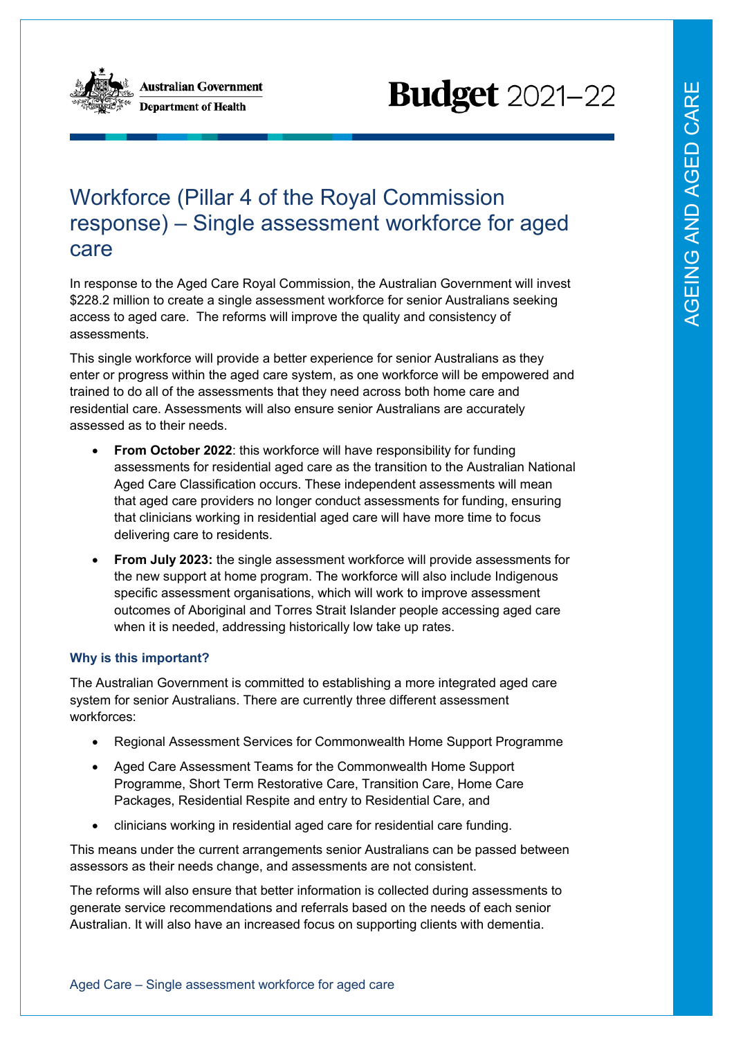# Workforce (Pillar 4 of the Royal Commission response) – Single assessment workforce for aged care

In response to the Aged Care Royal Commission, the Australian Government will invest $228.2 million to create a single assessment workforce for senior Australians seeking access to aged care. The reforms will improve the quality and consistency of assessments.

This single workforce will provide a better experience for senior Australians as they enter or progress within the aged care system, as one workforce will be empowered and trained to do all of the assessments that they need across both home care and residential care. Assessments will also ensure senior Australians are accurately assessed as to their needs.

- **From October 2022**: this workforce will have responsibility for funding assessments for residential aged care as the transition to the Australian National Aged Care Classification occurs. These independent assessments will mean that aged care providers no longer conduct assessments for funding, ensuring that clinicians working in residential aged care will have more time to focus delivering care to residents.
- **From July 2023:** the single assessment workforce will provide assessments for the new support at home program. The workforce will also include Indigenous specific assessment organisations, which will work to improve assessment outcomes of Aboriginal and Torres Strait Islander people accessing aged care when it is needed, addressing historically low take up rates.

### Why is this important?

The Australian Government is committed to establishing a more integrated aged care system for senior Australians. There are currently three different assessment workforces:

- Regional Assessment Services for Commonwealth Home Support Programme
- Aged Care Assessment Teams for the Commonwealth Home Support Programme, Short Term Restorative Care, Transition Care, Home Care Packages, Residential Respite and entry to Residential Care, and
- clinicians working in residential aged care for residential care funding.

This means under the current arrangements senior Australians can be passed between assessors as their needs change, and assessments are not consistent.

The reforms will also ensure that better information is collected during assessments to generate service recommendations and referrals based on the needs of each senior Australian. It will also have an increased focus on supporting clients with dementia.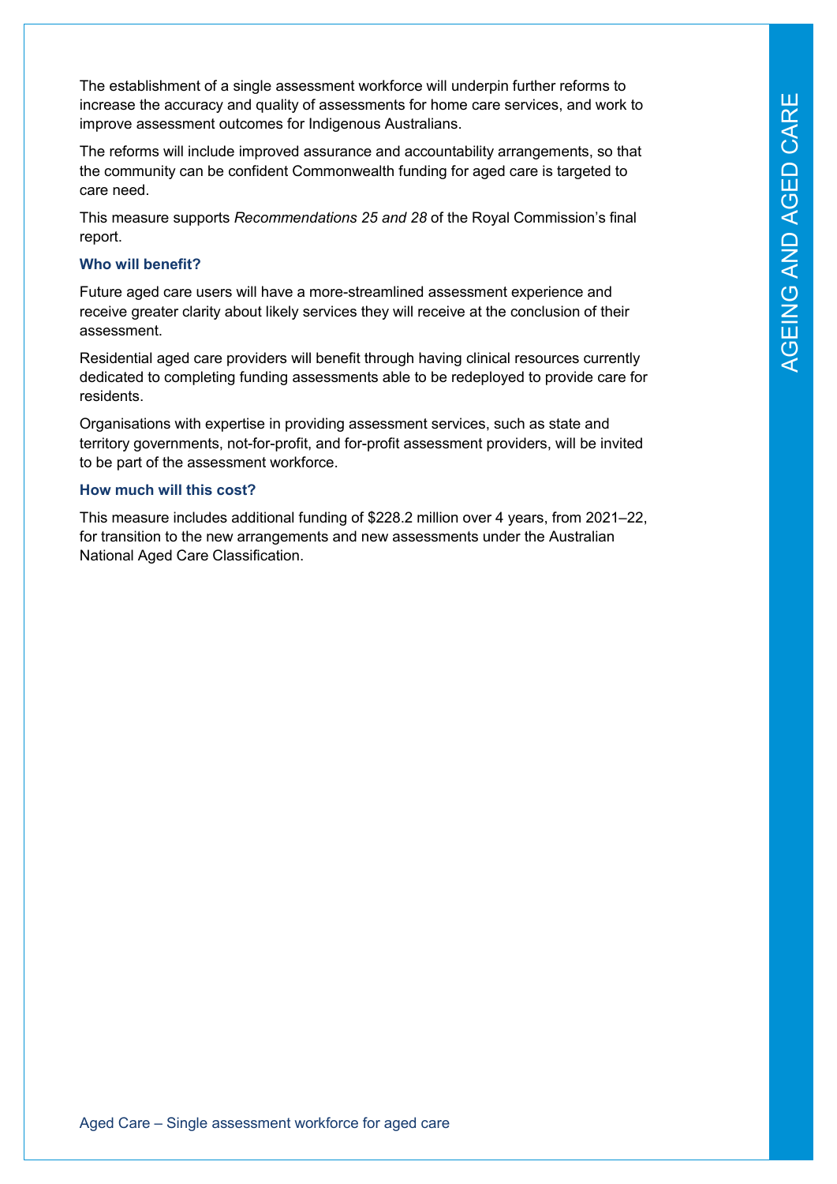The establishment of a single assessment workforce will underpin further reforms to increase the accuracy and quality of assessments for home care services, and work to improve assessment outcomes for Indigenous Australians.

The reforms will include improved assurance and accountability arrangements, so that the community can be confident Commonwealth funding for aged care is targeted to care need.

This measure supports *Recommendations 25 and 28* of the Royal Commission's final report.

### Who will benefit?

Future aged care users will have a more-streamlined assessment experience and receive greater clarity about likely services they will receive at the conclusion of their assessment.

Residential aged care providers will benefit through having clinical resources currently dedicated to completing funding assessments able to be redeployed to provide care for residents.

Organisations with expertise in providing assessment services, such as state and territory governments, not-for-profit, and for-profit assessment providers, will be invited to be part of the assessment workforce.

### How much will this cost?

This measure includes additional funding of $228.2 million over 4 years, from 2021–22, for transition to the new arrangements and new assessments under the Australian National Aged Care Classification.